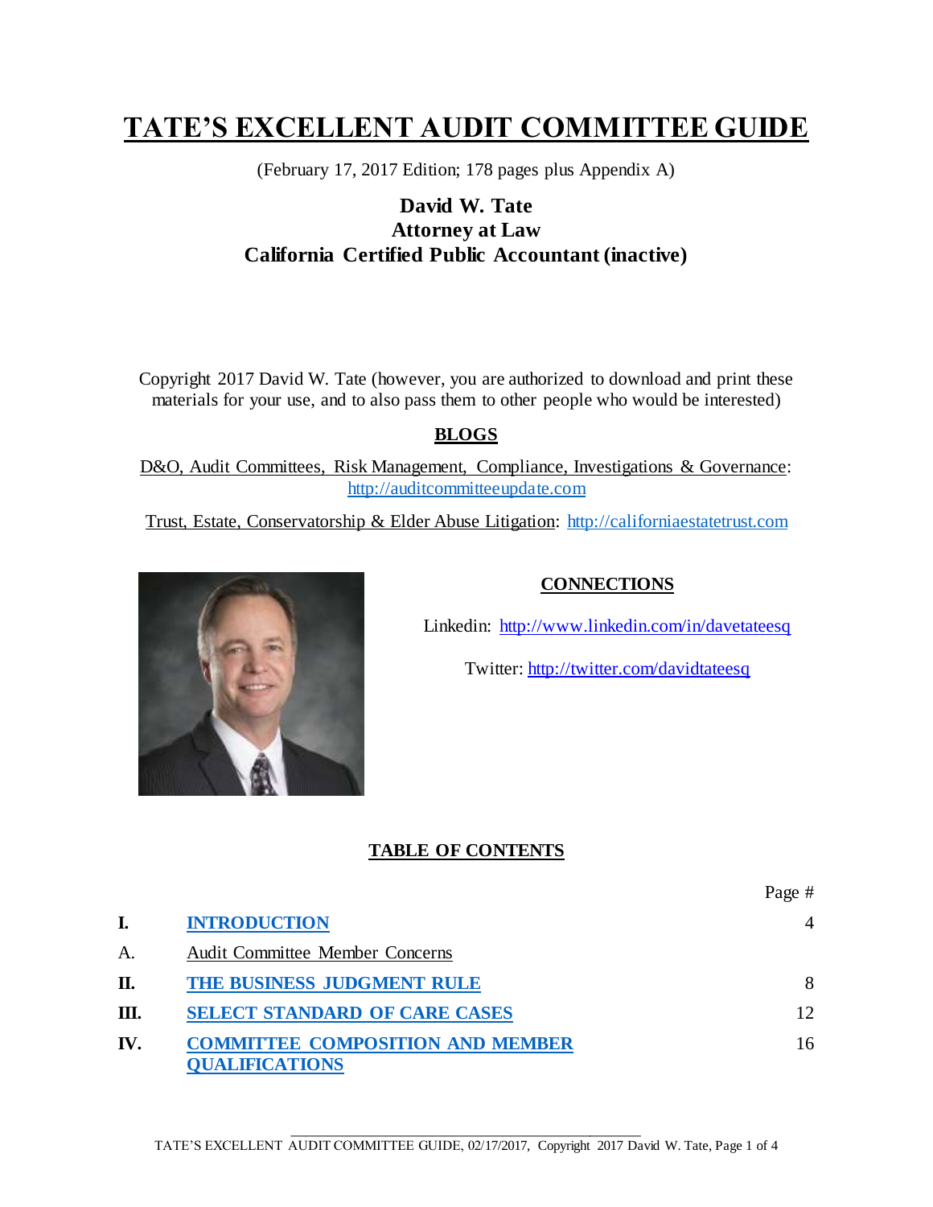# TATE'S EXCELLENT AUDIT COMMITTEE GUIDE

(February 17, 2017 Edition; 178 pages plus Appendix A)

**David W. Tate**
**Attorney at Law**
**California Certified Public Accountant (inactive)**

Copyright 2017 David W. Tate (however, you are authorized to download and print these materials for your use, and to also pass them to other people who would be interested)

## BLOGS

D&O, Audit Committees, Risk Management, Compliance, Investigations & Governance: http://auditcommitteeupdate.com

Trust, Estate, Conservatorship & Elder Abuse Litigation: http://californiaestatetrust.com

## CONNECTIONS

Linkedin: http://www.linkedin.com/in/davetateesq

Twitter: http://twitter.com/davidtateesq

## TABLE OF CONTENTS

| | | Page # |
|---|---|---|
| **I.** | **INTRODUCTION** | 4 |
| A. | Audit Committee Member Concerns | |
| **II.** | **THE BUSINESS JUDGMENT RULE** | 8 |
| **III.** | **SELECT STANDARD OF CARE CASES** | 12 |
| **IV.** | **COMMITTEE COMPOSITION AND MEMBER QUALIFICATIONS** | 16 |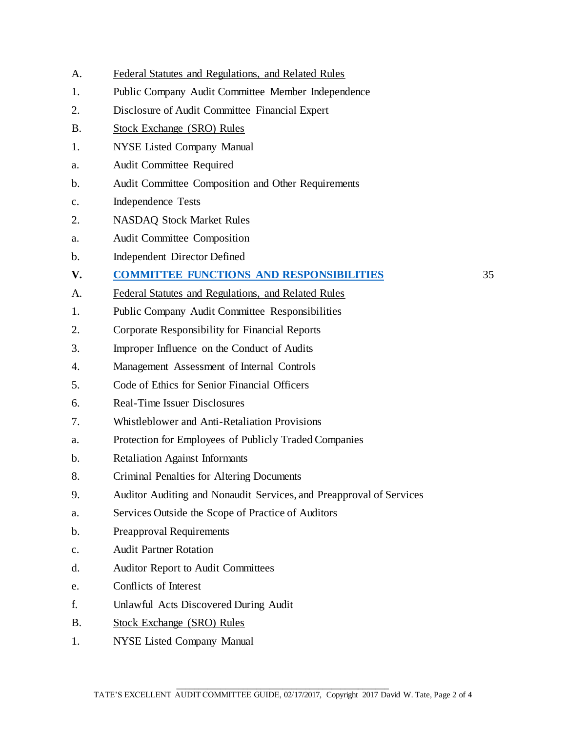A. Federal Statutes and Regulations, and Related Rules

1. Public Company Audit Committee Member Independence

2. Disclosure of Audit Committee Financial Expert

B. Stock Exchange (SRO) Rules

1. NYSE Listed Company Manual

a. Audit Committee Required

b. Audit Committee Composition and Other Requirements

c. Independence Tests

2. NASDAQ Stock Market Rules

a. Audit Committee Composition

b. Independent Director Defined

**V. COMMITTEE FUNCTIONS AND RESPONSIBILITIES** 35

A. Federal Statutes and Regulations, and Related Rules

1. Public Company Audit Committee Responsibilities

2. Corporate Responsibility for Financial Reports

3. Improper Influence on the Conduct of Audits

4. Management Assessment of Internal Controls

5. Code of Ethics for Senior Financial Officers

6. Real-Time Issuer Disclosures

7. Whistleblower and Anti-Retaliation Provisions

a. Protection for Employees of Publicly Traded Companies

b. Retaliation Against Informants

8. Criminal Penalties for Altering Documents

9. Auditor Auditing and Nonaudit Services, and Preapproval of Services

a. Services Outside the Scope of Practice of Auditors

b. Preapproval Requirements

c. Audit Partner Rotation

d. Auditor Report to Audit Committees

e. Conflicts of Interest

f. Unlawful Acts Discovered During Audit

B. Stock Exchange (SRO) Rules

1. NYSE Listed Company Manual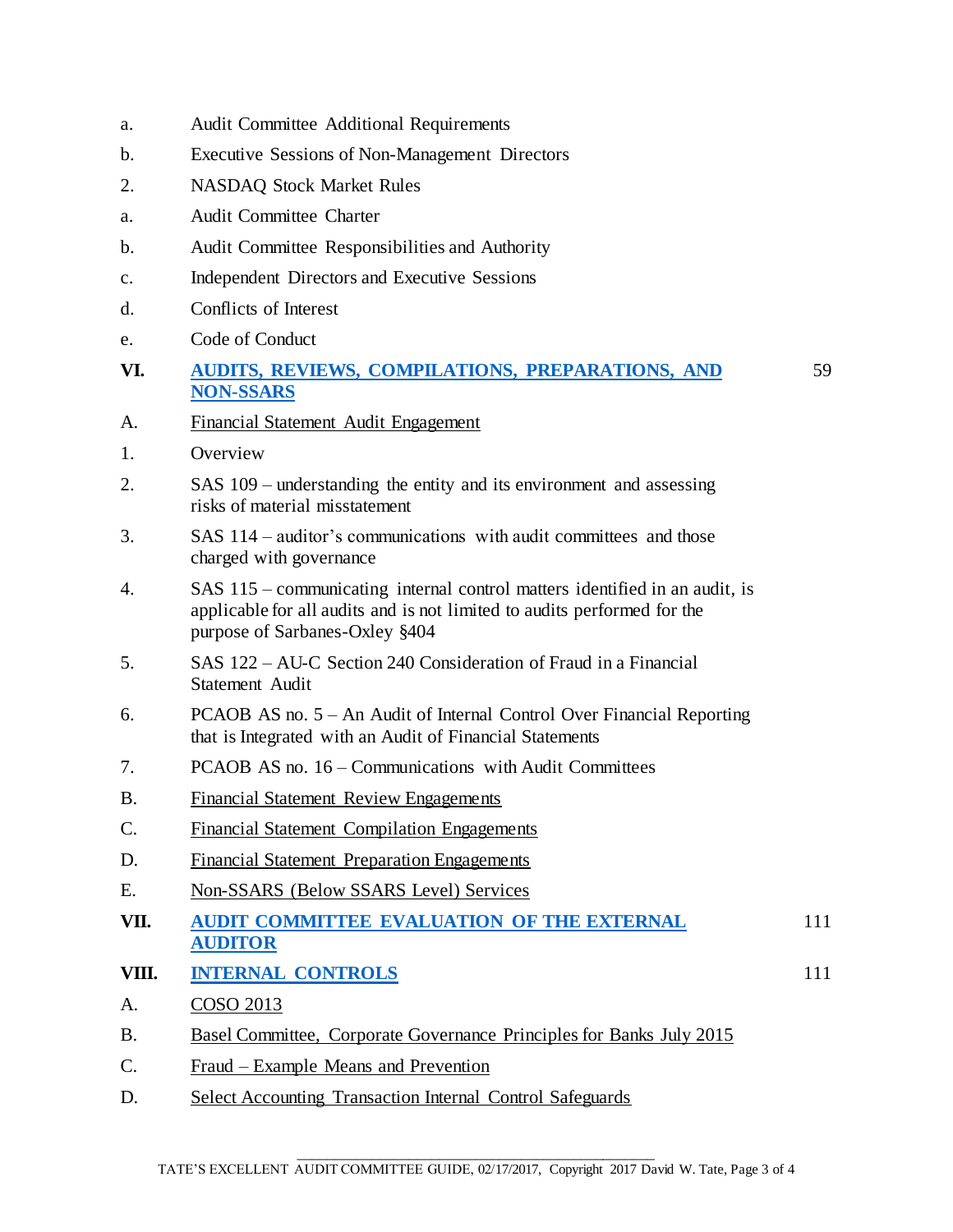a. Audit Committee Additional Requirements

b. Executive Sessions of Non-Management Directors

2. NASDAQ Stock Market Rules

a. Audit Committee Charter

b. Audit Committee Responsibilities and Authority

c. Independent Directors and Executive Sessions

d. Conflicts of Interest

e. Code of Conduct

| | | |
|---|---|---|
| **VI.** | **AUDITS, REVIEWS, COMPILATIONS, PREPARATIONS, AND NON-SSARS** | 59 |

A. Financial Statement Audit Engagement

1. Overview

2. SAS 109 – understanding the entity and its environment and assessing risks of material misstatement

3. SAS 114 – auditor's communications with audit committees and those charged with governance

4. SAS 115 – communicating internal control matters identified in an audit, is applicable for all audits and is not limited to audits performed for the purpose of Sarbanes-Oxley §404

5. SAS 122 – AU-C Section 240 Consideration of Fraud in a Financial Statement Audit

6. PCAOB AS no. 5 – An Audit of Internal Control Over Financial Reporting that is Integrated with an Audit of Financial Statements

7. PCAOB AS no. 16 – Communications with Audit Committees

B. Financial Statement Review Engagements

C. Financial Statement Compilation Engagements

D. Financial Statement Preparation Engagements

E. Non-SSARS (Below SSARS Level) Services

| | | |
|---|---|---|
| **VII.** | **AUDIT COMMITTEE EVALUATION OF THE EXTERNAL AUDITOR** | 111 |
| **VIII.** | **INTERNAL CONTROLS** | 111 |

A. COSO 2013

B. Basel Committee, Corporate Governance Principles for Banks July 2015

C. Fraud – Example Means and Prevention

D. Select Accounting Transaction Internal Control Safeguards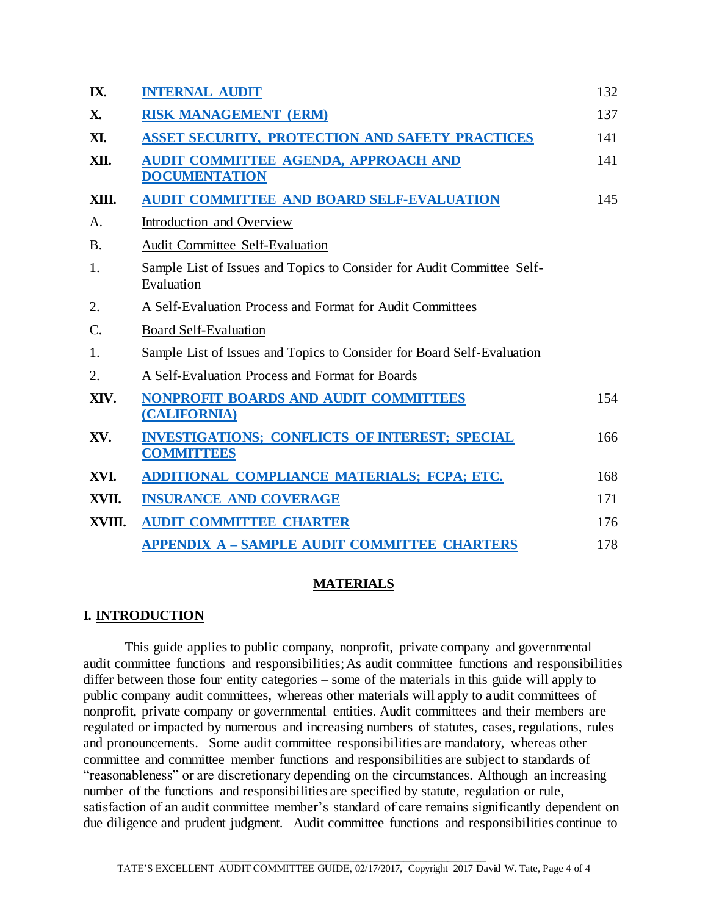| | | |
|---|---|---|
| **IX.** | **INTERNAL AUDIT** | 132 |
| **X.** | **RISK MANAGEMENT (ERM)** | 137 |
| **XI.** | **ASSET SECURITY, PROTECTION AND SAFETY PRACTICES** | 141 |
| **XII.** | **AUDIT COMMITTEE AGENDA, APPROACH AND DOCUMENTATION** | 141 |
| **XIII.** | **AUDIT COMMITTEE AND BOARD SELF-EVALUATION** | 145 |
| A. | Introduction and Overview | |
| B. | Audit Committee Self-Evaluation | |
| 1. | Sample List of Issues and Topics to Consider for Audit Committee Self-Evaluation | |
| 2. | A Self-Evaluation Process and Format for Audit Committees | |
| C. | Board Self-Evaluation | |
| 1. | Sample List of Issues and Topics to Consider for Board Self-Evaluation | |
| 2. | A Self-Evaluation Process and Format for Boards | |
| **XIV.** | **NONPROFIT BOARDS AND AUDIT COMMITTEES (CALIFORNIA)** | 154 |
| **XV.** | **INVESTIGATIONS; CONFLICTS OF INTEREST; SPECIAL COMMITTEES** | 166 |
| **XVI.** | **ADDITIONAL COMPLIANCE MATERIALS; FCPA; ETC.** | 168 |
| **XVII.** | **INSURANCE AND COVERAGE** | 171 |
| **XVIII.** | **AUDIT COMMITTEE CHARTER** | 176 |
| | **APPENDIX A – SAMPLE AUDIT COMMITTEE CHARTERS** | 178 |

## MATERIALS

## I. INTRODUCTION

This guide applies to public company, nonprofit, private company and governmental audit committee functions and responsibilities; As audit committee functions and responsibilities differ between those four entity categories – some of the materials in this guide will apply to public company audit committees, whereas other materials will apply to audit committees of nonprofit, private company or governmental entities. Audit committees and their members are regulated or impacted by numerous and increasing numbers of statutes, cases, regulations, rules and pronouncements. Some audit committee responsibilities are mandatory, whereas other committee and committee member functions and responsibilities are subject to standards of "reasonableness" or are discretionary depending on the circumstances. Although an increasing number of the functions and responsibilities are specified by statute, regulation or rule, satisfaction of an audit committee member's standard of care remains significantly dependent on due diligence and prudent judgment. Audit committee functions and responsibilities continue to